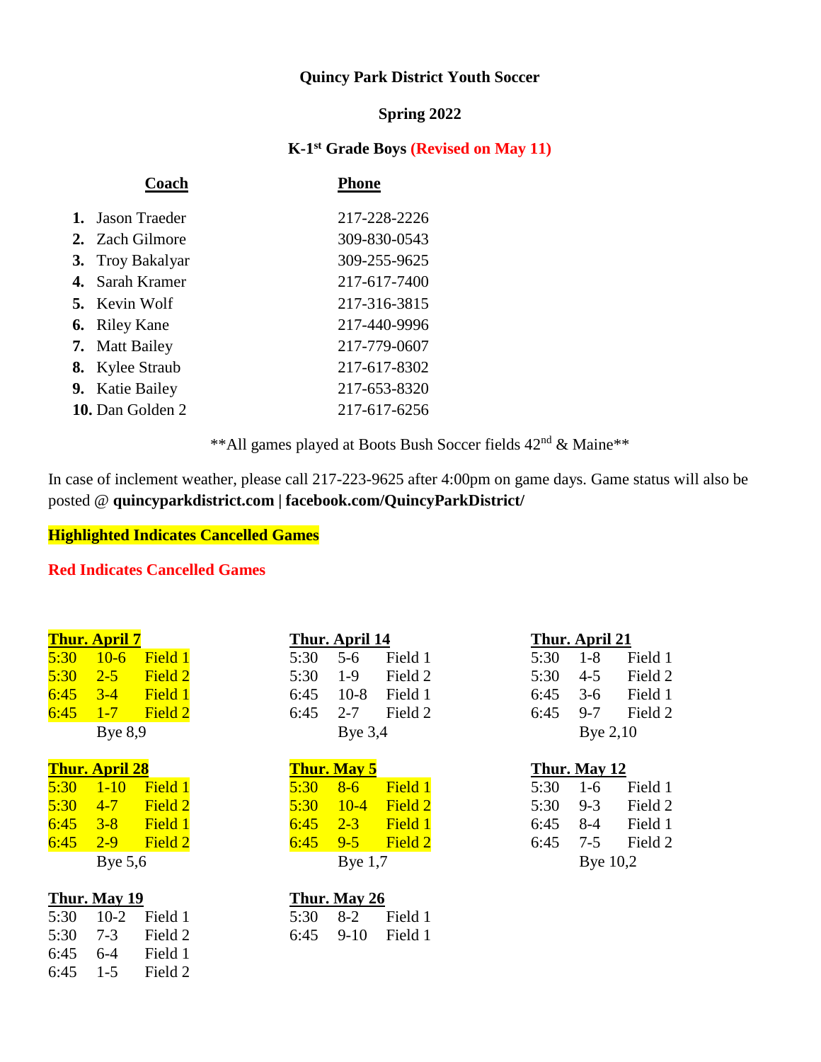**Quincy Park District Youth Soccer**

**Spring 2022**

**K-1st Grade Boys (Revised on May 11)**

| Coach | Phone |
|---|---|
| **1.** Jason Traeder | 217-228-2226 |
| **2.** Zach Gilmore | 309-830-0543 |
| **3.** Troy Bakalyar | 309-255-9625 |
| **4.** Sarah Kramer | 217-617-7400 |
| **5.** Kevin Wolf | 217-316-3815 |
| **6.** Riley Kane | 217-440-9996 |
| **7.** Matt Bailey | 217-779-0607 |
| **8.** Kylee Straub | 217-617-8302 |
| **9.** Katie Bailey | 217-653-8320 |
| **10.** Dan Golden 2 | 217-617-6256 |

**All games played at Boots Bush Soccer fields 42nd & Maine**

In case of inclement weather, please call 217-223-9625 after 4:00pm on game days. Game status will also be posted @ **quincyparkdistrict.com | facebook.com/QuincyParkDistrict/**

**Highlighted Indicates Cancelled Games**

**Red Indicates Cancelled Games**

**Thur. April 7** (highlighted)

| Time | Game | Field |
|---|---|---|
| 5:30 | 10-6 | Field 1 |
| 5:30 | 2-5 | Field 2 |
| 6:45 | 3-4 | Field 1 |
| 6:45 | 1-7 | Field 2 |
| | Bye 8,9 | |

**Thur. April 14**

| Time | Game | Field |
|---|---|---|
| 5:30 | 5-6 | Field 1 |
| 5:30 | 1-9 | Field 2 |
| 6:45 | 10-8 | Field 1 |
| 6:45 | 2-7 | Field 2 |
| | Bye 3,4 | |

**Thur. April 21**

| Time | Game | Field |
|---|---|---|
| 5:30 | 1-8 | Field 1 |
| 5:30 | 4-5 | Field 2 |
| 6:45 | 3-6 | Field 1 |
| 6:45 | 9-7 | Field 2 |
| | Bye 2,10 | |

**Thur. April 28** (highlighted)

| Time | Game | Field |
|---|---|---|
| 5:30 | 1-10 | Field 1 |
| 5:30 | 4-7 | Field 2 |
| 6:45 | 3-8 | Field 1 |
| 6:45 | 2-9 | Field 2 |
| | Bye 5,6 | |

**Thur. May 5** (highlighted)

| Time | Game | Field |
|---|---|---|
| 5:30 | 8-6 | Field 1 |
| 5:30 | 10-4 | Field 2 |
| 6:45 | 2-3 | Field 1 |
| 6:45 | 9-5 | Field 2 |
| | Bye 1,7 | |

**Thur. May 12**

| Time | Game | Field |
|---|---|---|
| 5:30 | 1-6 | Field 1 |
| 5:30 | 9-3 | Field 2 |
| 6:45 | 8-4 | Field 1 |
| 6:45 | 7-5 | Field 2 |
| | Bye 10,2 | |

**Thur. May 19**

| Time | Game | Field |
|---|---|---|
| 5:30 | 10-2 | Field 1 |
| 5:30 | 7-3 | Field 2 |
| 6:45 | 6-4 | Field 1 |
| 6:45 | 1-5 | Field 2 |

**Thur. May 26**

| Time | Game | Field |
|---|---|---|
| 5:30 | 8-2 | Field 1 |
| 6:45 | 9-10 | Field 1 |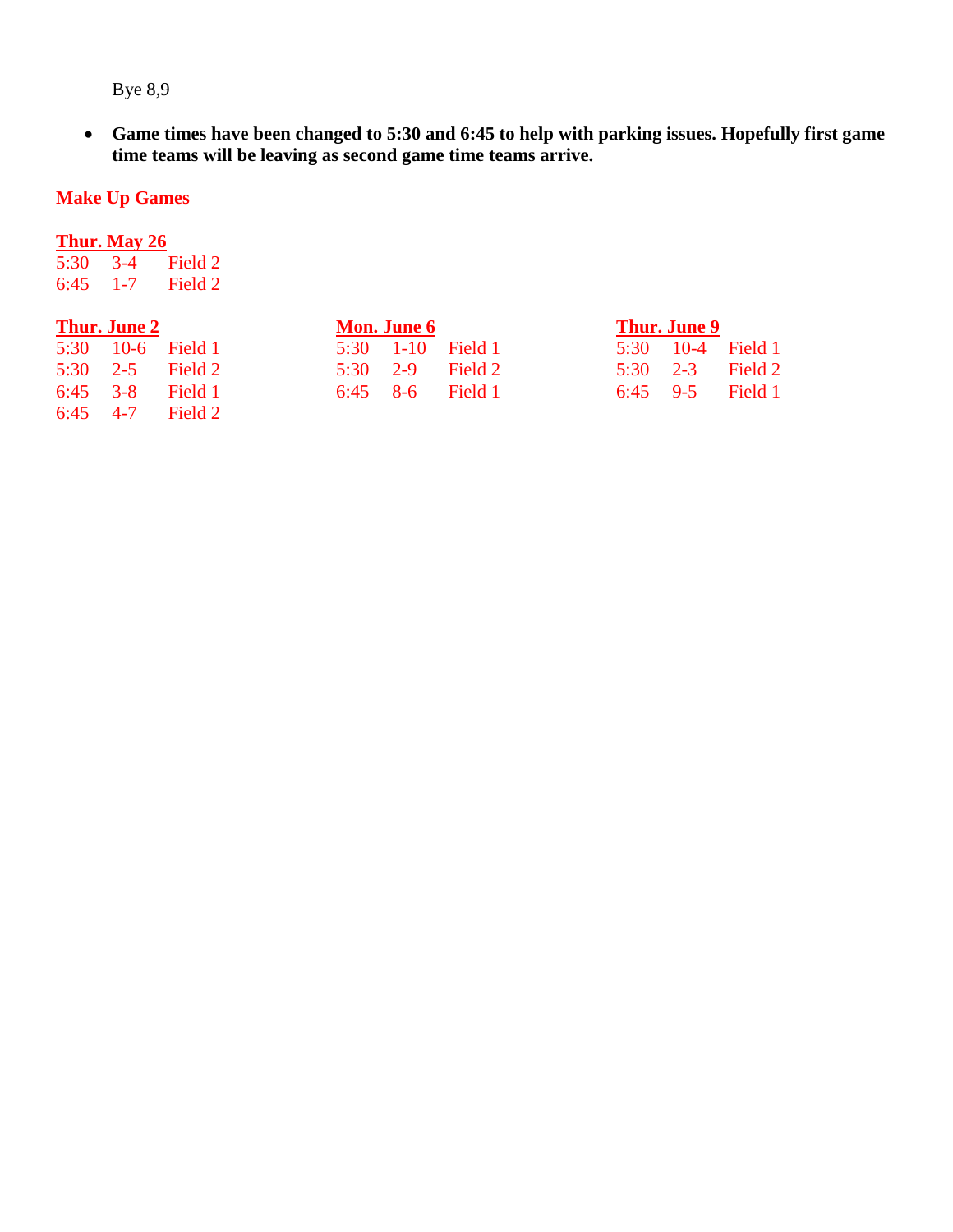Bye 8,9

- **Game times have been changed to 5:30 and 6:45 to help with parking issues. Hopefully first game time teams will be leaving as second game time teams arrive.**

**Make Up Games**

**Thur. May 26**

| | | |
|---|---|---|
| 5:30 | 3-4 | Field 2 |
| 6:45 | 1-7 | Field 2 |

**Thur. June 2**

| | | |
|---|---|---|
| 5:30 | 10-6 | Field 1 |
| 5:30 | 2-5 | Field 2 |
| 6:45 | 3-8 | Field 1 |
| 6:45 | 4-7 | Field 2 |

**Mon. June 6**

| | | |
|---|---|---|
| 5:30 | 1-10 | Field 1 |
| 5:30 | 2-9 | Field 2 |
| 6:45 | 8-6 | Field 1 |

**Thur. June 9**

| | | |
|---|---|---|
| 5:30 | 10-4 | Field 1 |
| 5:30 | 2-3 | Field 2 |
| 6:45 | 9-5 | Field 1 |